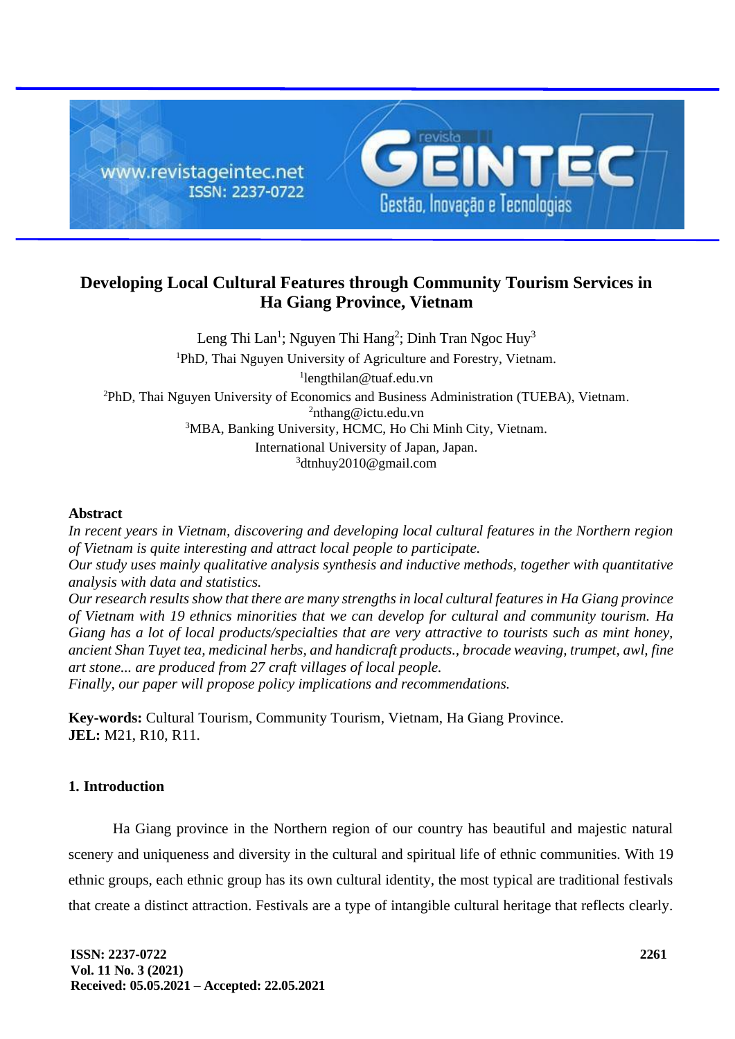# Developing Local Cultural Features through Community Tourism Services in Ha Giang Province, Vietnam

Leng Thi Lan[1]; Nguyen Thi Hang[2]; Dinh Tran Ngoc Huy[3]

[1]PhD, Thai Nguyen University of Agriculture and Forestry, Vietnam.
[1]lengthilan@tuaf.edu.vn
[2]PhD, Thai Nguyen University of Economics and Business Administration (TUEBA), Vietnam.
[2]nthang@ictu.edu.vn
[3]MBA, Banking University, HCMC, Ho Chi Minh City, Vietnam.
International University of Japan, Japan.
[3]dtnhuy2010@gmail.com

## Abstract

*In recent years in Vietnam, discovering and developing local cultural features in the Northern region of Vietnam is quite interesting and attract local people to participate.*
*Our study uses mainly qualitative analysis synthesis and inductive methods, together with quantitative analysis with data and statistics.*
*Our research results show that there are many strengths in local cultural features in Ha Giang province of Vietnam with 19 ethnics minorities that we can develop for cultural and community tourism. Ha Giang has a lot of local products/specialties that are very attractive to tourists such as mint honey, ancient Shan Tuyet tea, medicinal herbs, and handicraft products., brocade weaving, trumpet, awl, fine art stone... are produced from 27 craft villages of local people.*
*Finally, our paper will propose policy implications and recommendations.*

**Key-words:** Cultural Tourism, Community Tourism, Vietnam, Ha Giang Province.
**JEL:** M21, R10, R11.

## 1. Introduction

Ha Giang province in the Northern region of our country has beautiful and majestic natural scenery and uniqueness and diversity in the cultural and spiritual life of ethnic communities. With 19 ethnic groups, each ethnic group has its own cultural identity, the most typical are traditional festivals that create a distinct attraction. Festivals are a type of intangible cultural heritage that reflects clearly.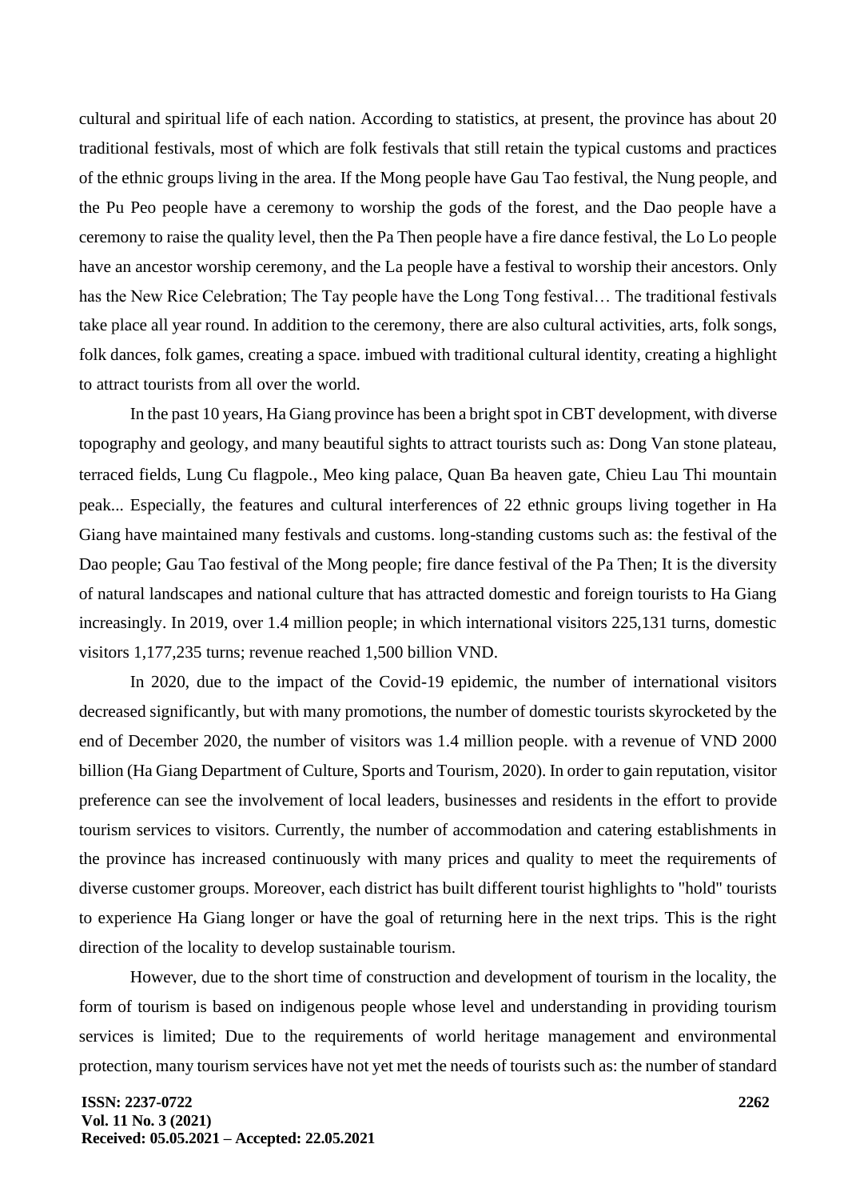cultural and spiritual life of each nation. According to statistics, at present, the province has about 20 traditional festivals, most of which are folk festivals that still retain the typical customs and practices of the ethnic groups living in the area. If the Mong people have Gau Tao festival, the Nung people, and the Pu Peo people have a ceremony to worship the gods of the forest, and the Dao people have a ceremony to raise the quality level, then the Pa Then people have a fire dance festival, the Lo Lo people have an ancestor worship ceremony, and the La people have a festival to worship their ancestors. Only has the New Rice Celebration; The Tay people have the Long Tong festival… The traditional festivals take place all year round. In addition to the ceremony, there are also cultural activities, arts, folk songs, folk dances, folk games, creating a space. imbued with traditional cultural identity, creating a highlight to attract tourists from all over the world.

In the past 10 years, Ha Giang province has been a bright spot in CBT development, with diverse topography and geology, and many beautiful sights to attract tourists such as: Dong Van stone plateau, terraced fields, Lung Cu flagpole., Meo king palace, Quan Ba heaven gate, Chieu Lau Thi mountain peak... Especially, the features and cultural interferences of 22 ethnic groups living together in Ha Giang have maintained many festivals and customs. long-standing customs such as: the festival of the Dao people; Gau Tao festival of the Mong people; fire dance festival of the Pa Then; It is the diversity of natural landscapes and national culture that has attracted domestic and foreign tourists to Ha Giang increasingly. In 2019, over 1.4 million people; in which international visitors 225,131 turns, domestic visitors 1,177,235 turns; revenue reached 1,500 billion VND.

In 2020, due to the impact of the Covid-19 epidemic, the number of international visitors decreased significantly, but with many promotions, the number of domestic tourists skyrocketed by the end of December 2020, the number of visitors was 1.4 million people. with a revenue of VND 2000 billion (Ha Giang Department of Culture, Sports and Tourism, 2020). In order to gain reputation, visitor preference can see the involvement of local leaders, businesses and residents in the effort to provide tourism services to visitors. Currently, the number of accommodation and catering establishments in the province has increased continuously with many prices and quality to meet the requirements of diverse customer groups. Moreover, each district has built different tourist highlights to "hold" tourists to experience Ha Giang longer or have the goal of returning here in the next trips. This is the right direction of the locality to develop sustainable tourism.

However, due to the short time of construction and development of tourism in the locality, the form of tourism is based on indigenous people whose level and understanding in providing tourism services is limited; Due to the requirements of world heritage management and environmental protection, many tourism services have not yet met the needs of tourists such as: the number of standard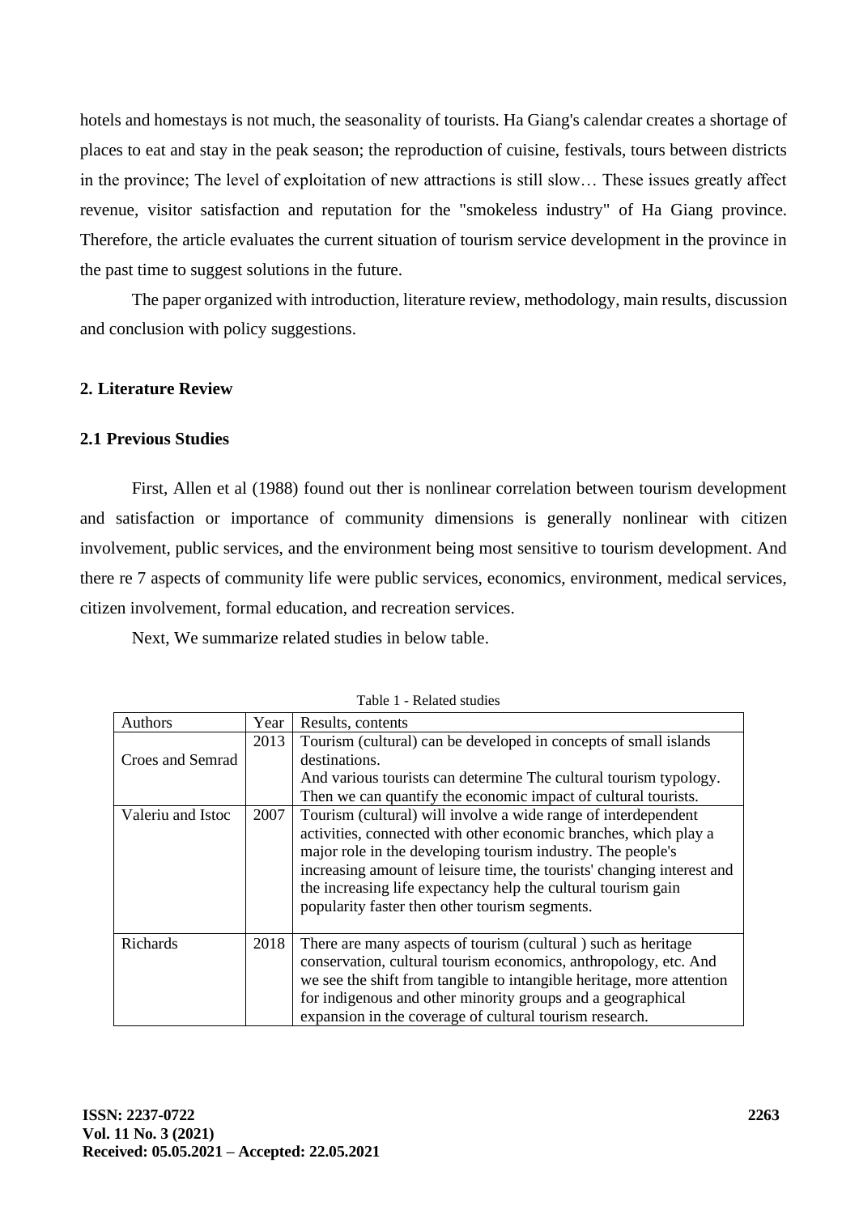hotels and homestays is not much, the seasonality of tourists. Ha Giang's calendar creates a shortage of places to eat and stay in the peak season; the reproduction of cuisine, festivals, tours between districts in the province; The level of exploitation of new attractions is still slow… These issues greatly affect revenue, visitor satisfaction and reputation for the "smokeless industry" of Ha Giang province. Therefore, the article evaluates the current situation of tourism service development in the province in the past time to suggest solutions in the future.

The paper organized with introduction, literature review, methodology, main results, discussion and conclusion with policy suggestions.

## 2. Literature Review

### 2.1 Previous Studies

First, Allen et al (1988) found out ther is nonlinear correlation between tourism development and satisfaction or importance of community dimensions is generally nonlinear with citizen involvement, public services, and the environment being most sensitive to tourism development. And there re 7 aspects of community life were public services, economics, environment, medical services, citizen involvement, formal education, and recreation services.

Next, We summarize related studies in below table.

Table 1 - Related studies

| Authors | Year | Results, contents |
|---|---|---|
| Croes and Semrad | 2013 | Tourism (cultural) can be developed in concepts of small islands destinations. And various tourists can determine The cultural tourism typology. Then we can quantify the economic impact of cultural tourists. |
| Valeriu and Istoc | 2007 | Tourism (cultural) will involve a wide range of interdependent activities, connected with other economic branches, which play a major role in the developing tourism industry. The people's increasing amount of leisure time, the tourists' changing interest and the increasing life expectancy help the cultural tourism gain popularity faster then other tourism segments. |
| Richards | 2018 | There are many aspects of tourism (cultural ) such as heritage conservation, cultural tourism economics, anthropology, etc. And we see the shift from tangible to intangible heritage, more attention for indigenous and other minority groups and a geographical expansion in the coverage of cultural tourism research. |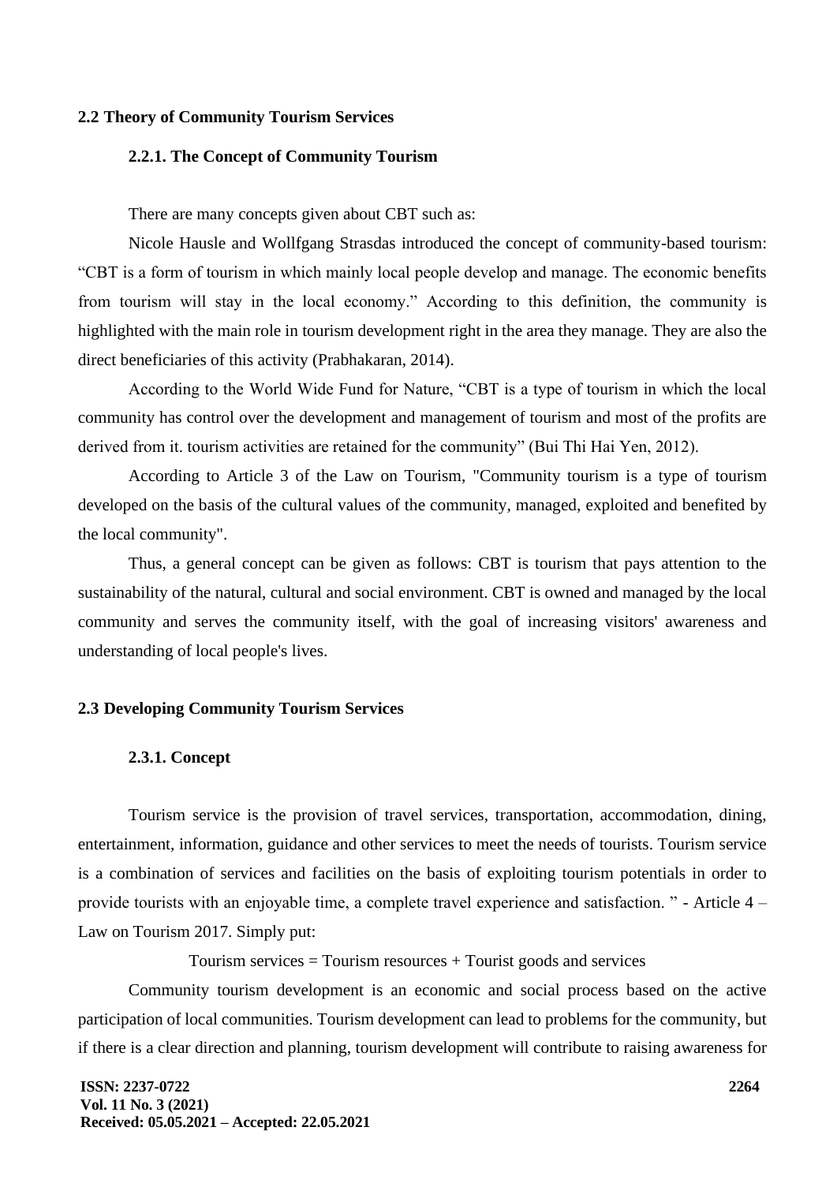## 2.2 Theory of Community Tourism Services

### 2.2.1. The Concept of Community Tourism

There are many concepts given about CBT such as:

Nicole Hausle and Wollfgang Strasdas introduced the concept of community-based tourism: "CBT is a form of tourism in which mainly local people develop and manage. The economic benefits from tourism will stay in the local economy." According to this definition, the community is highlighted with the main role in tourism development right in the area they manage. They are also the direct beneficiaries of this activity (Prabhakaran, 2014).

According to the World Wide Fund for Nature, "CBT is a type of tourism in which the local community has control over the development and management of tourism and most of the profits are derived from it. tourism activities are retained for the community" (Bui Thi Hai Yen, 2012).

According to Article 3 of the Law on Tourism, "Community tourism is a type of tourism developed on the basis of the cultural values of the community, managed, exploited and benefited by the local community".

Thus, a general concept can be given as follows: CBT is tourism that pays attention to the sustainability of the natural, cultural and social environment. CBT is owned and managed by the local community and serves the community itself, with the goal of increasing visitors' awareness and understanding of local people's lives.

## 2.3 Developing Community Tourism Services

### 2.3.1. Concept

Tourism service is the provision of travel services, transportation, accommodation, dining, entertainment, information, guidance and other services to meet the needs of tourists. Tourism service is a combination of services and facilities on the basis of exploiting tourism potentials in order to provide tourists with an enjoyable time, a complete travel experience and satisfaction. " - Article 4 – Law on Tourism 2017. Simply put:

Tourism services = Tourism resources + Tourist goods and services

Community tourism development is an economic and social process based on the active participation of local communities. Tourism development can lead to problems for the community, but if there is a clear direction and planning, tourism development will contribute to raising awareness for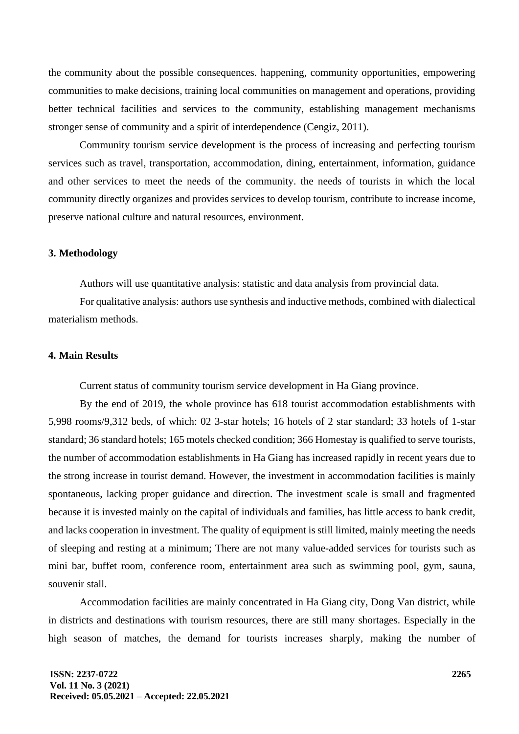the community about the possible consequences. happening, community opportunities, empowering communities to make decisions, training local communities on management and operations, providing better technical facilities and services to the community, establishing management mechanisms stronger sense of community and a spirit of interdependence (Cengiz, 2011).

Community tourism service development is the process of increasing and perfecting tourism services such as travel, transportation, accommodation, dining, entertainment, information, guidance and other services to meet the needs of the community. the needs of tourists in which the local community directly organizes and provides services to develop tourism, contribute to increase income, preserve national culture and natural resources, environment.

## 3. Methodology

Authors will use quantitative analysis: statistic and data analysis from provincial data.

For qualitative analysis: authors use synthesis and inductive methods, combined with dialectical materialism methods.

## 4. Main Results

Current status of community tourism service development in Ha Giang province.

By the end of 2019, the whole province has 618 tourist accommodation establishments with 5,998 rooms/9,312 beds, of which: 02 3-star hotels; 16 hotels of 2 star standard; 33 hotels of 1-star standard; 36 standard hotels; 165 motels checked condition; 366 Homestay is qualified to serve tourists, the number of accommodation establishments in Ha Giang has increased rapidly in recent years due to the strong increase in tourist demand. However, the investment in accommodation facilities is mainly spontaneous, lacking proper guidance and direction. The investment scale is small and fragmented because it is invested mainly on the capital of individuals and families, has little access to bank credit, and lacks cooperation in investment. The quality of equipment is still limited, mainly meeting the needs of sleeping and resting at a minimum; There are not many value-added services for tourists such as mini bar, buffet room, conference room, entertainment area such as swimming pool, gym, sauna, souvenir stall.

Accommodation facilities are mainly concentrated in Ha Giang city, Dong Van district, while in districts and destinations with tourism resources, there are still many shortages. Especially in the high season of matches, the demand for tourists increases sharply, making the number of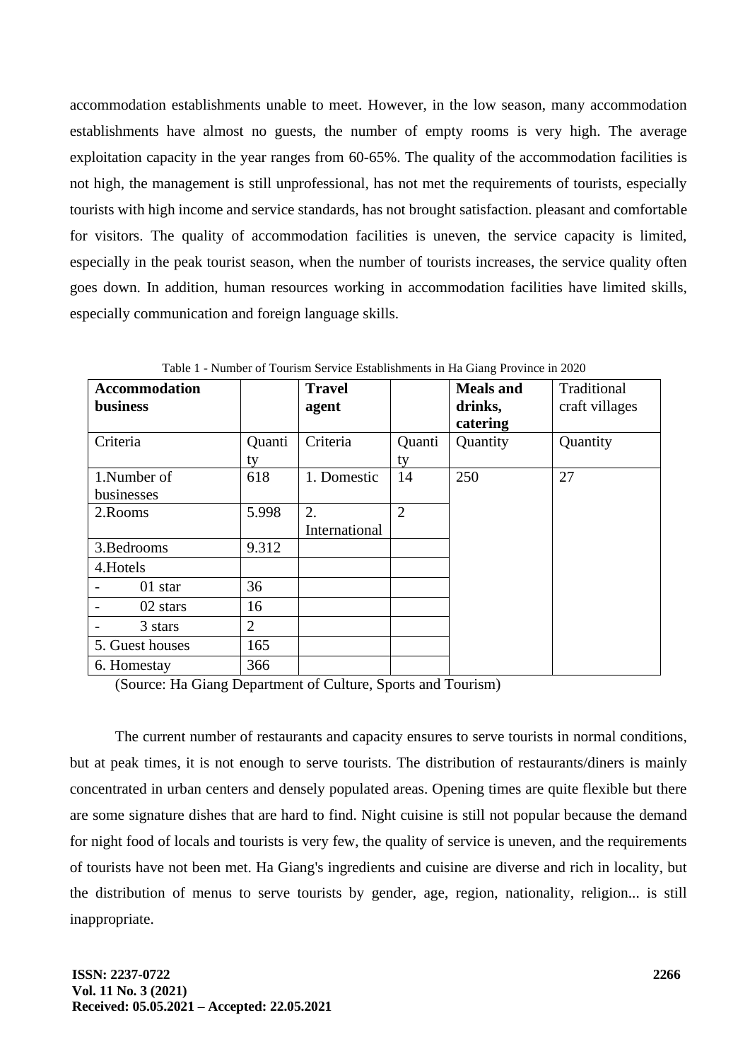accommodation establishments unable to meet. However, in the low season, many accommodation establishments have almost no guests, the number of empty rooms is very high. The average exploitation capacity in the year ranges from 60-65%. The quality of the accommodation facilities is not high, the management is still unprofessional, has not met the requirements of tourists, especially tourists with high income and service standards, has not brought satisfaction. pleasant and comfortable for visitors. The quality of accommodation facilities is uneven, the service capacity is limited, especially in the peak tourist season, when the number of tourists increases, the service quality often goes down. In addition, human resources working in accommodation facilities have limited skills, especially communication and foreign language skills.

Table 1 - Number of Tourism Service Establishments in Ha Giang Province in 2020

| **Accommodation business** | | **Travel agent** | | **Meals and drinks, catering** | Traditional craft villages |
|---|---|---|---|---|---|
| Criteria | Quantity | Criteria | Quantity | Quantity | Quantity |
| 1.Number of businesses | 618 | 1. Domestic | 14 | 250 | 27 |
| 2.Rooms | 5.998 | 2. International | 2 | | |
| 3.Bedrooms | 9.312 | | | | |
| 4.Hotels | | | | | |
| - 01 star | 36 | | | | |
| - 02 stars | 16 | | | | |
| - 3 stars | 2 | | | | |
| 5. Guest houses | 165 | | | | |
| 6. Homestay | 366 | | | | |

(Source: Ha Giang Department of Culture, Sports and Tourism)

The current number of restaurants and capacity ensures to serve tourists in normal conditions, but at peak times, it is not enough to serve tourists. The distribution of restaurants/diners is mainly concentrated in urban centers and densely populated areas. Opening times are quite flexible but there are some signature dishes that are hard to find. Night cuisine is still not popular because the demand for night food of locals and tourists is very few, the quality of service is uneven, and the requirements of tourists have not been met. Ha Giang's ingredients and cuisine are diverse and rich in locality, but the distribution of menus to serve tourists by gender, age, region, nationality, religion... is still inappropriate.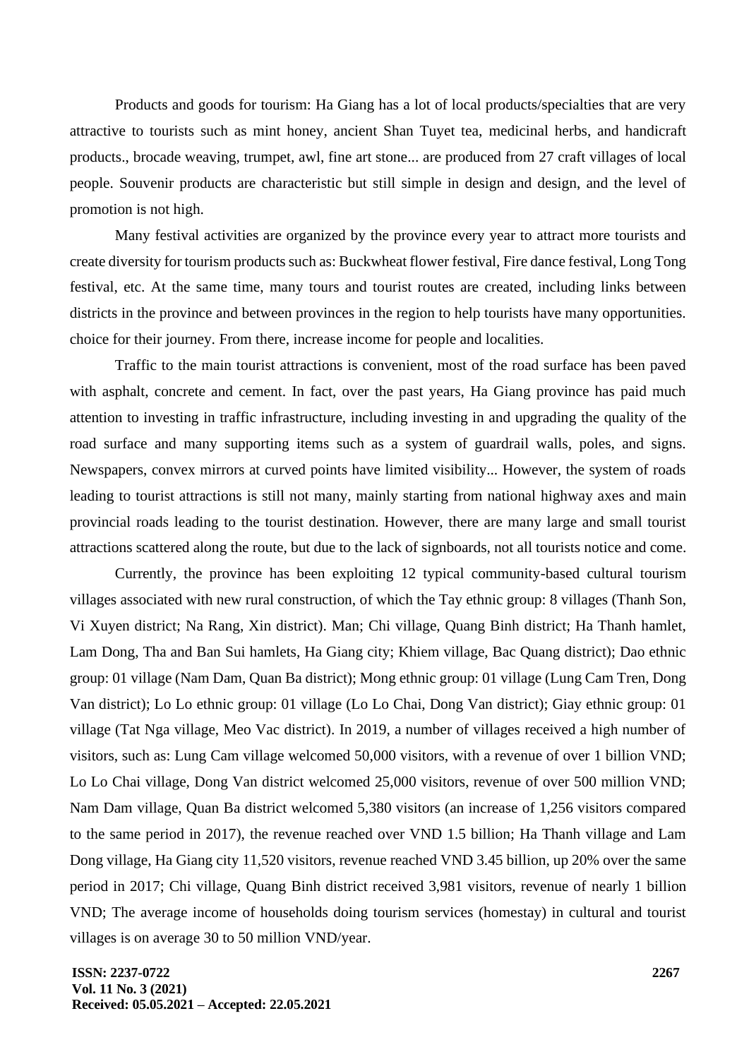Products and goods for tourism: Ha Giang has a lot of local products/specialties that are very attractive to tourists such as mint honey, ancient Shan Tuyet tea, medicinal herbs, and handicraft products., brocade weaving, trumpet, awl, fine art stone... are produced from 27 craft villages of local people. Souvenir products are characteristic but still simple in design and design, and the level of promotion is not high.

Many festival activities are organized by the province every year to attract more tourists and create diversity for tourism products such as: Buckwheat flower festival, Fire dance festival, Long Tong festival, etc. At the same time, many tours and tourist routes are created, including links between districts in the province and between provinces in the region to help tourists have many opportunities. choice for their journey. From there, increase income for people and localities.

Traffic to the main tourist attractions is convenient, most of the road surface has been paved with asphalt, concrete and cement. In fact, over the past years, Ha Giang province has paid much attention to investing in traffic infrastructure, including investing in and upgrading the quality of the road surface and many supporting items such as a system of guardrail walls, poles, and signs. Newspapers, convex mirrors at curved points have limited visibility... However, the system of roads leading to tourist attractions is still not many, mainly starting from national highway axes and main provincial roads leading to the tourist destination. However, there are many large and small tourist attractions scattered along the route, but due to the lack of signboards, not all tourists notice and come.

Currently, the province has been exploiting 12 typical community-based cultural tourism villages associated with new rural construction, of which the Tay ethnic group: 8 villages (Thanh Son, Vi Xuyen district; Na Rang, Xin district). Man; Chi village, Quang Binh district; Ha Thanh hamlet, Lam Dong, Tha and Ban Sui hamlets, Ha Giang city; Khiem village, Bac Quang district); Dao ethnic group: 01 village (Nam Dam, Quan Ba district); Mong ethnic group: 01 village (Lung Cam Tren, Dong Van district); Lo Lo ethnic group: 01 village (Lo Lo Chai, Dong Van district); Giay ethnic group: 01 village (Tat Nga village, Meo Vac district). In 2019, a number of villages received a high number of visitors, such as: Lung Cam village welcomed 50,000 visitors, with a revenue of over 1 billion VND; Lo Lo Chai village, Dong Van district welcomed 25,000 visitors, revenue of over 500 million VND; Nam Dam village, Quan Ba district welcomed 5,380 visitors (an increase of 1,256 visitors compared to the same period in 2017), the revenue reached over VND 1.5 billion; Ha Thanh village and Lam Dong village, Ha Giang city 11,520 visitors, revenue reached VND 3.45 billion, up 20% over the same period in 2017; Chi village, Quang Binh district received 3,981 visitors, revenue of nearly 1 billion VND; The average income of households doing tourism services (homestay) in cultural and tourist villages is on average 30 to 50 million VND/year.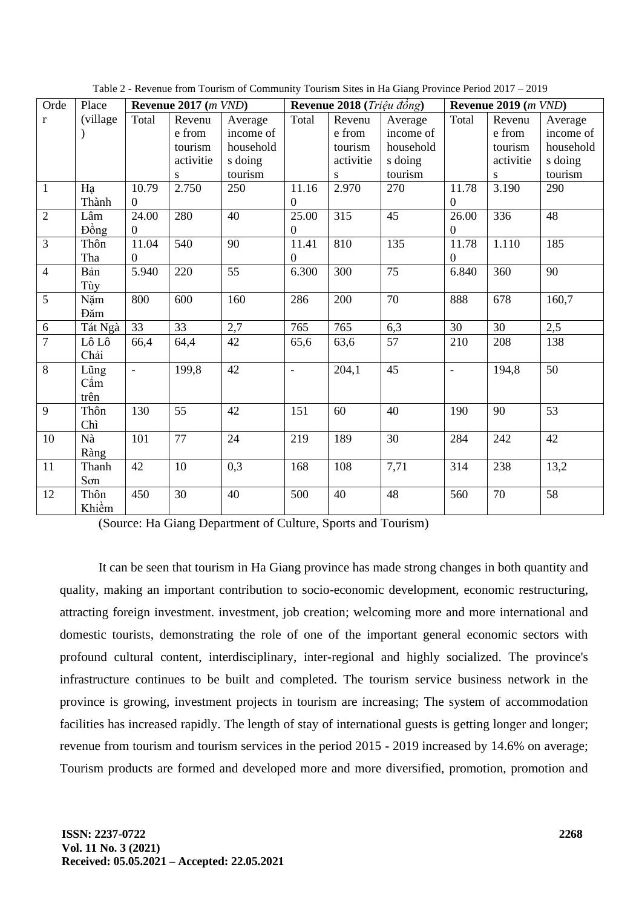Table 2 - Revenue from Tourism of Community Tourism Sites in Ha Giang Province Period 2017 – 2019

| Order | Place (village) | **Revenue 2017 (*m VND*)** | | | **Revenue 2018 (*Triệu đồng*)** | | | **Revenue 2019 (*m VND*)** | | |
|---|---|---|---|---|---|---|---|---|---|---|
| | | Total | Revenue from tourism activities | Average income of households doing tourism | Total | Revenue from tourism activities | Average income of households doing tourism | Total | Revenue from tourism activities | Average income of households doing tourism |
| 1 | Hạ Thành | 10.790 | 2.750 | 250 | 11.160 | 2.970 | 270 | 11.780 | 3.190 | 290 |
| 2 | Lâm Đồng | 24.000 | 280 | 40 | 25.000 | 315 | 45 | 26.000 | 336 | 48 |
| 3 | Thôn Tha | 11.040 | 540 | 90 | 11.410 | 810 | 135 | 11.780 | 1.110 | 185 |
| 4 | Bản Tùy | 5.940 | 220 | 55 | 6.300 | 300 | 75 | 6.840 | 360 | 90 |
| 5 | Nặm Đăm | 800 | 600 | 160 | 286 | 200 | 70 | 888 | 678 | 160,7 |
| 6 | Tát Ngà | 33 | 33 | 2,7 | 765 | 765 | 6,3 | 30 | 30 | 2,5 |
| 7 | Lô Lô Chải | 66,4 | 64,4 | 42 | 65,6 | 63,6 | 57 | 210 | 208 | 138 |
| 8 | Lũng Cẩm trên | - | 199,8 | 42 | - | 204,1 | 45 | - | 194,8 | 50 |
| 9 | Thôn Chì | 130 | 55 | 42 | 151 | 60 | 40 | 190 | 90 | 53 |
| 10 | Nà Ràng | 101 | 77 | 24 | 219 | 189 | 30 | 284 | 242 | 42 |
| 11 | Thanh Sơn | 42 | 10 | 0,3 | 168 | 108 | 7,71 | 314 | 238 | 13,2 |
| 12 | Thôn Khiềm | 450 | 30 | 40 | 500 | 40 | 48 | 560 | 70 | 58 |

(Source: Ha Giang Department of Culture, Sports and Tourism)

It can be seen that tourism in Ha Giang province has made strong changes in both quantity and quality, making an important contribution to socio-economic development, economic restructuring, attracting foreign investment. investment, job creation; welcoming more and more international and domestic tourists, demonstrating the role of one of the important general economic sectors with profound cultural content, interdisciplinary, inter-regional and highly socialized. The province's infrastructure continues to be built and completed. The tourism service business network in the province is growing, investment projects in tourism are increasing; The system of accommodation facilities has increased rapidly. The length of stay of international guests is getting longer and longer; revenue from tourism and tourism services in the period 2015 - 2019 increased by 14.6% on average; Tourism products are formed and developed more and more diversified, promotion, promotion and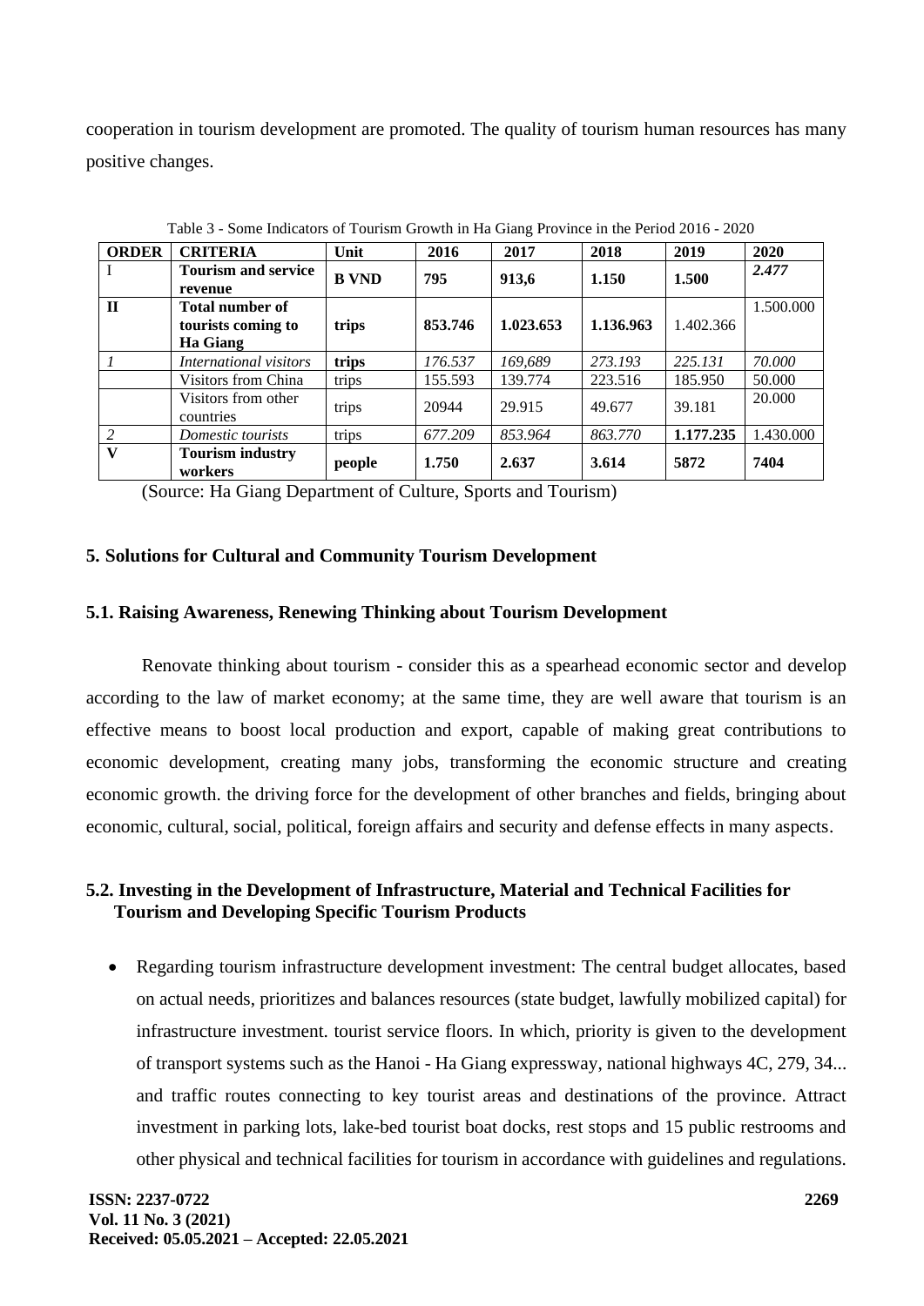cooperation in tourism development are promoted. The quality of tourism human resources has many positive changes.

Table 3 - Some Indicators of Tourism Growth in Ha Giang Province in the Period 2016 - 2020

| ORDER | CRITERIA | Unit | 2016 | 2017 | 2018 | 2019 | 2020 |
|---|---|---|---|---|---|---|---|
| I | **Tourism and service revenue** | **B VND** | **795** | **913,6** | **1.150** | **1.500** | ***2.477*** |
| **II** | **Total number of tourists coming to Ha Giang** | **trips** | **853.746** | **1.023.653** | **1.136.963** | 1.402.366 | 1.500.000 |
| *1* | *International visitors* | **trips** | *176.537* | *169,689* | *273.193* | *225.131* | *70.000* |
| | Visitors from China | trips | 155.593 | 139.774 | 223.516 | 185.950 | 50.000 |
| | Visitors from other countries | trips | 20944 | 29.915 | 49.677 | 39.181 | 20.000 |
| *2* | *Domestic tourists* | trips | *677.209* | *853.964* | *863.770* | **1.177.235** | 1.430.000 |
| **V** | **Tourism industry workers** | **people** | **1.750** | **2.637** | **3.614** | **5872** | **7404** |

(Source: Ha Giang Department of Culture, Sports and Tourism)

## 5. Solutions for Cultural and Community Tourism Development

### 5.1. Raising Awareness, Renewing Thinking about Tourism Development

Renovate thinking about tourism - consider this as a spearhead economic sector and develop according to the law of market economy; at the same time, they are well aware that tourism is an effective means to boost local production and export, capable of making great contributions to economic development, creating many jobs, transforming the economic structure and creating economic growth. the driving force for the development of other branches and fields, bringing about economic, cultural, social, political, foreign affairs and security and defense effects in many aspects.

### 5.2. Investing in the Development of Infrastructure, Material and Technical Facilities for Tourism and Developing Specific Tourism Products

- Regarding tourism infrastructure development investment: The central budget allocates, based on actual needs, prioritizes and balances resources (state budget, lawfully mobilized capital) for infrastructure investment. tourist service floors. In which, priority is given to the development of transport systems such as the Hanoi - Ha Giang expressway, national highways 4C, 279, 34... and traffic routes connecting to key tourist areas and destinations of the province. Attract investment in parking lots, lake-bed tourist boat docks, rest stops and 15 public restrooms and other physical and technical facilities for tourism in accordance with guidelines and regulations.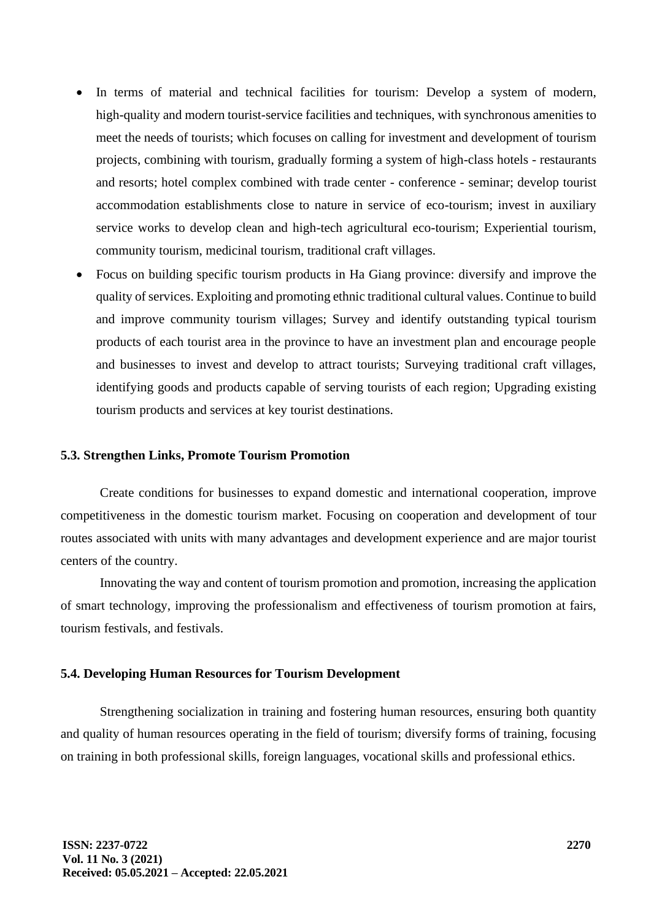- In terms of material and technical facilities for tourism: Develop a system of modern, high-quality and modern tourist-service facilities and techniques, with synchronous amenities to meet the needs of tourists; which focuses on calling for investment and development of tourism projects, combining with tourism, gradually forming a system of high-class hotels - restaurants and resorts; hotel complex combined with trade center - conference - seminar; develop tourist accommodation establishments close to nature in service of eco-tourism; invest in auxiliary service works to develop clean and high-tech agricultural eco-tourism; Experiential tourism, community tourism, medicinal tourism, traditional craft villages.
- Focus on building specific tourism products in Ha Giang province: diversify and improve the quality of services. Exploiting and promoting ethnic traditional cultural values. Continue to build and improve community tourism villages; Survey and identify outstanding typical tourism products of each tourist area in the province to have an investment plan and encourage people and businesses to invest and develop to attract tourists; Surveying traditional craft villages, identifying goods and products capable of serving tourists of each region; Upgrading existing tourism products and services at key tourist destinations.

### 5.3. Strengthen Links, Promote Tourism Promotion

Create conditions for businesses to expand domestic and international cooperation, improve competitiveness in the domestic tourism market. Focusing on cooperation and development of tour routes associated with units with many advantages and development experience and are major tourist centers of the country.

Innovating the way and content of tourism promotion and promotion, increasing the application of smart technology, improving the professionalism and effectiveness of tourism promotion at fairs, tourism festivals, and festivals.

### 5.4. Developing Human Resources for Tourism Development

Strengthening socialization in training and fostering human resources, ensuring both quantity and quality of human resources operating in the field of tourism; diversify forms of training, focusing on training in both professional skills, foreign languages, vocational skills and professional ethics.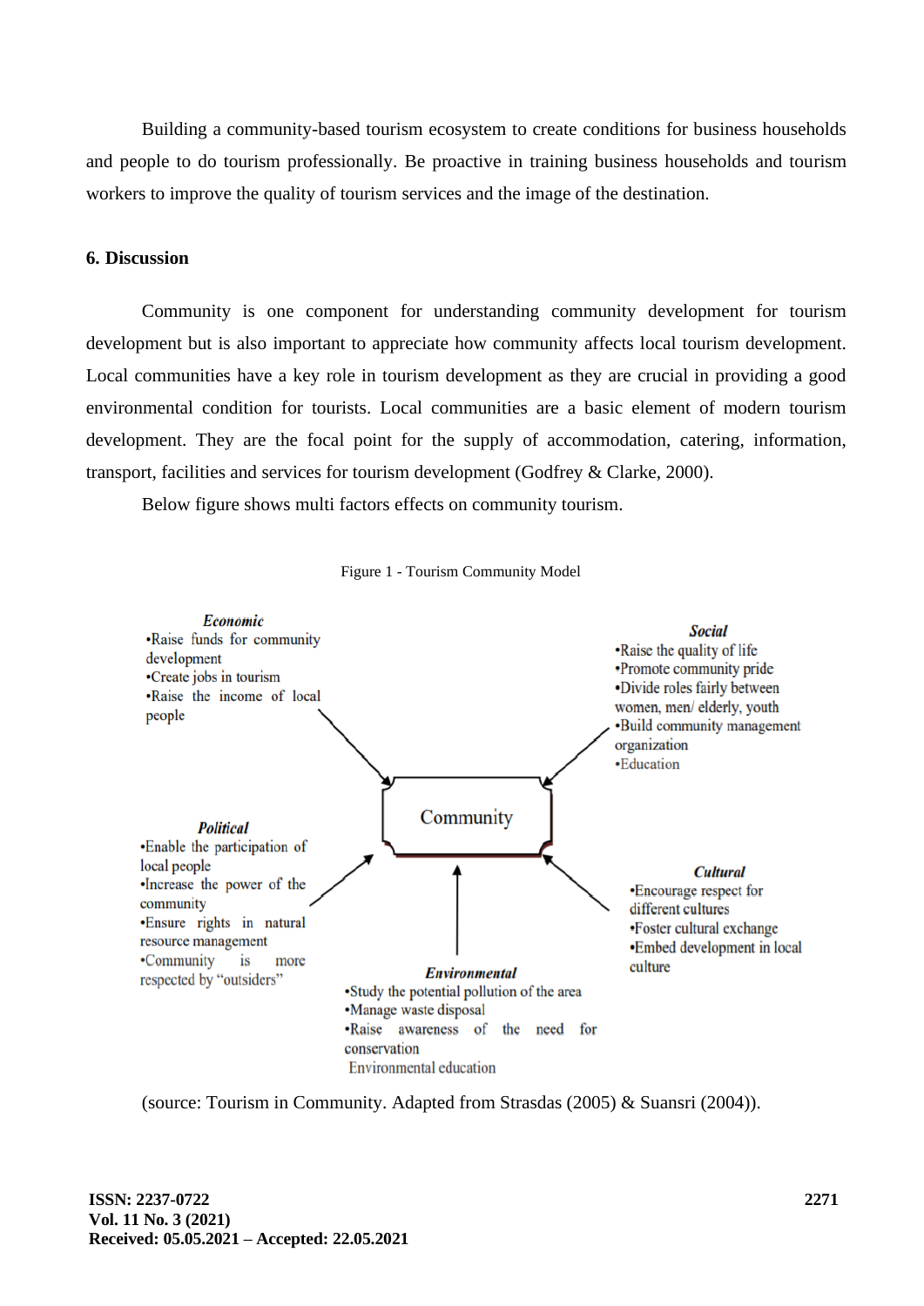Building a community-based tourism ecosystem to create conditions for business households and people to do tourism professionally. Be proactive in training business households and tourism workers to improve the quality of tourism services and the image of the destination.

## 6. Discussion

Community is one component for understanding community development for tourism development but is also important to appreciate how community affects local tourism development. Local communities have a key role in tourism development as they are crucial in providing a good environmental condition for tourists. Local communities are a basic element of modern tourism development. They are the focal point for the supply of accommodation, catering, information, transport, facilities and services for tourism development (Godfrey & Clarke, 2000).

Below figure shows multi factors effects on community tourism.

Figure 1 - Tourism Community Model

***Economic***
- Raise funds for community development
- Create jobs in tourism
- Raise the income of local people

***Social***
- Raise the quality of life
- Promote community pride
- Divide roles fairly between women, men/ elderly, youth
- Build community management organization
- Education

**Community**

***Political***
- Enable the participation of local people
- Increase the power of the community
- Ensure rights in natural resource management
- Community is more respected by "outsiders"

***Cultural***
- Encourage respect for different cultures
- Foster cultural exchange
- Embed development in local culture

***Environmental***
- Study the potential pollution of the area
- Manage waste disposal
- Raise awareness of the need for conservation

Environmental education

(source: Tourism in Community. Adapted from Strasdas (2005) & Suansri (2004)).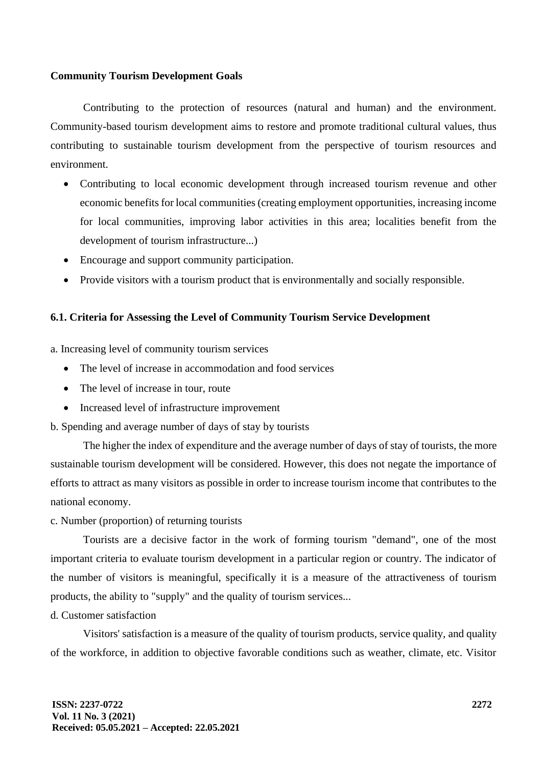**Community Tourism Development Goals**

Contributing to the protection of resources (natural and human) and the environment. Community-based tourism development aims to restore and promote traditional cultural values, thus contributing to sustainable tourism development from the perspective of tourism resources and environment.

- Contributing to local economic development through increased tourism revenue and other economic benefits for local communities (creating employment opportunities, increasing income for local communities, improving labor activities in this area; localities benefit from the development of tourism infrastructure...)
- Encourage and support community participation.
- Provide visitors with a tourism product that is environmentally and socially responsible.

### 6.1. Criteria for Assessing the Level of Community Tourism Service Development

a. Increasing level of community tourism services

- The level of increase in accommodation and food services
- The level of increase in tour, route
- Increased level of infrastructure improvement

b. Spending and average number of days of stay by tourists

The higher the index of expenditure and the average number of days of stay of tourists, the more sustainable tourism development will be considered. However, this does not negate the importance of efforts to attract as many visitors as possible in order to increase tourism income that contributes to the national economy.

c. Number (proportion) of returning tourists

Tourists are a decisive factor in the work of forming tourism "demand", one of the most important criteria to evaluate tourism development in a particular region or country. The indicator of the number of visitors is meaningful, specifically it is a measure of the attractiveness of tourism products, the ability to "supply" and the quality of tourism services...

d. Customer satisfaction

Visitors' satisfaction is a measure of the quality of tourism products, service quality, and quality of the workforce, in addition to objective favorable conditions such as weather, climate, etc. Visitor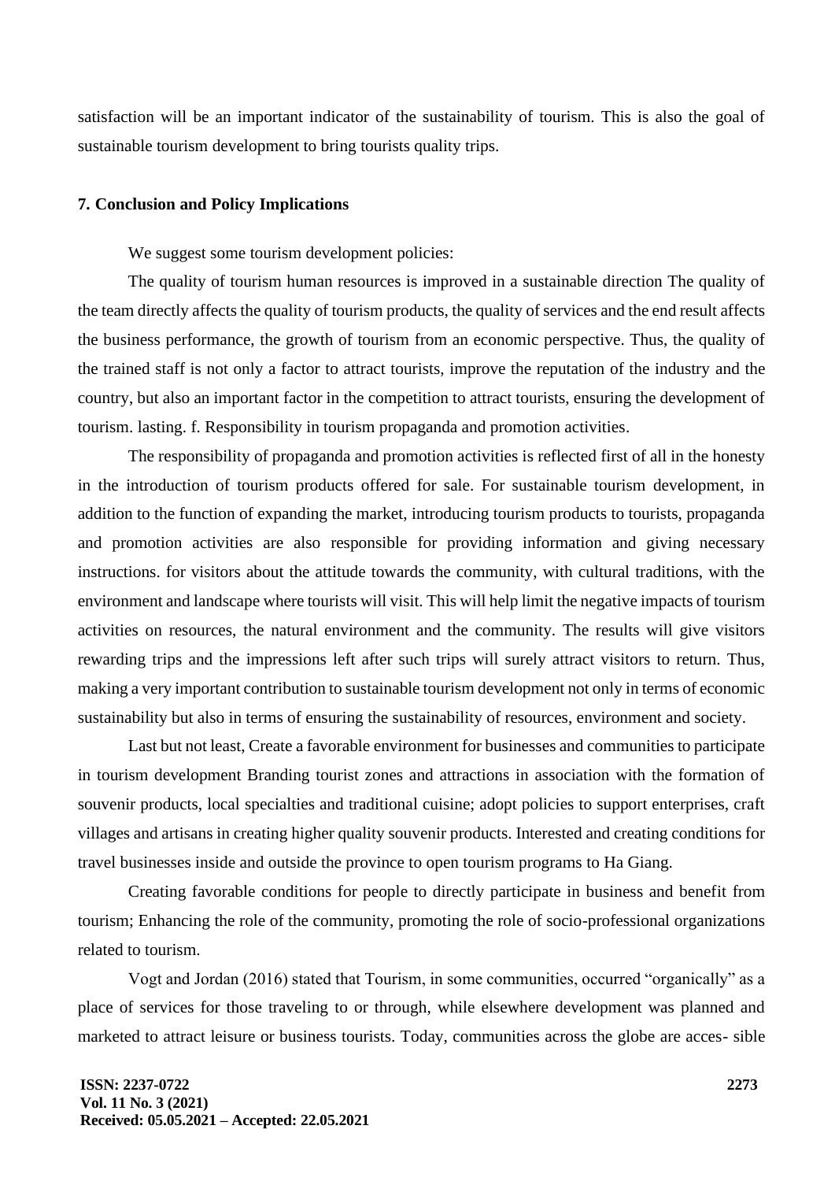satisfaction will be an important indicator of the sustainability of tourism. This is also the goal of sustainable tourism development to bring tourists quality trips.

### 7. Conclusion and Policy Implications

We suggest some tourism development policies:

The quality of tourism human resources is improved in a sustainable direction The quality of the team directly affects the quality of tourism products, the quality of services and the end result affects the business performance, the growth of tourism from an economic perspective. Thus, the quality of the trained staff is not only a factor to attract tourists, improve the reputation of the industry and the country, but also an important factor in the competition to attract tourists, ensuring the development of tourism. lasting. f. Responsibility in tourism propaganda and promotion activities.

The responsibility of propaganda and promotion activities is reflected first of all in the honesty in the introduction of tourism products offered for sale. For sustainable tourism development, in addition to the function of expanding the market, introducing tourism products to tourists, propaganda and promotion activities are also responsible for providing information and giving necessary instructions. for visitors about the attitude towards the community, with cultural traditions, with the environment and landscape where tourists will visit. This will help limit the negative impacts of tourism activities on resources, the natural environment and the community. The results will give visitors rewarding trips and the impressions left after such trips will surely attract visitors to return. Thus, making a very important contribution to sustainable tourism development not only in terms of economic sustainability but also in terms of ensuring the sustainability of resources, environment and society.

Last but not least, Create a favorable environment for businesses and communities to participate in tourism development Branding tourist zones and attractions in association with the formation of souvenir products, local specialties and traditional cuisine; adopt policies to support enterprises, craft villages and artisans in creating higher quality souvenir products. Interested and creating conditions for travel businesses inside and outside the province to open tourism programs to Ha Giang.

Creating favorable conditions for people to directly participate in business and benefit from tourism; Enhancing the role of the community, promoting the role of socio-professional organizations related to tourism.

Vogt and Jordan (2016) stated that Tourism, in some communities, occurred "organically" as a place of services for those traveling to or through, while elsewhere development was planned and marketed to attract leisure or business tourists. Today, communities across the globe are acces- sible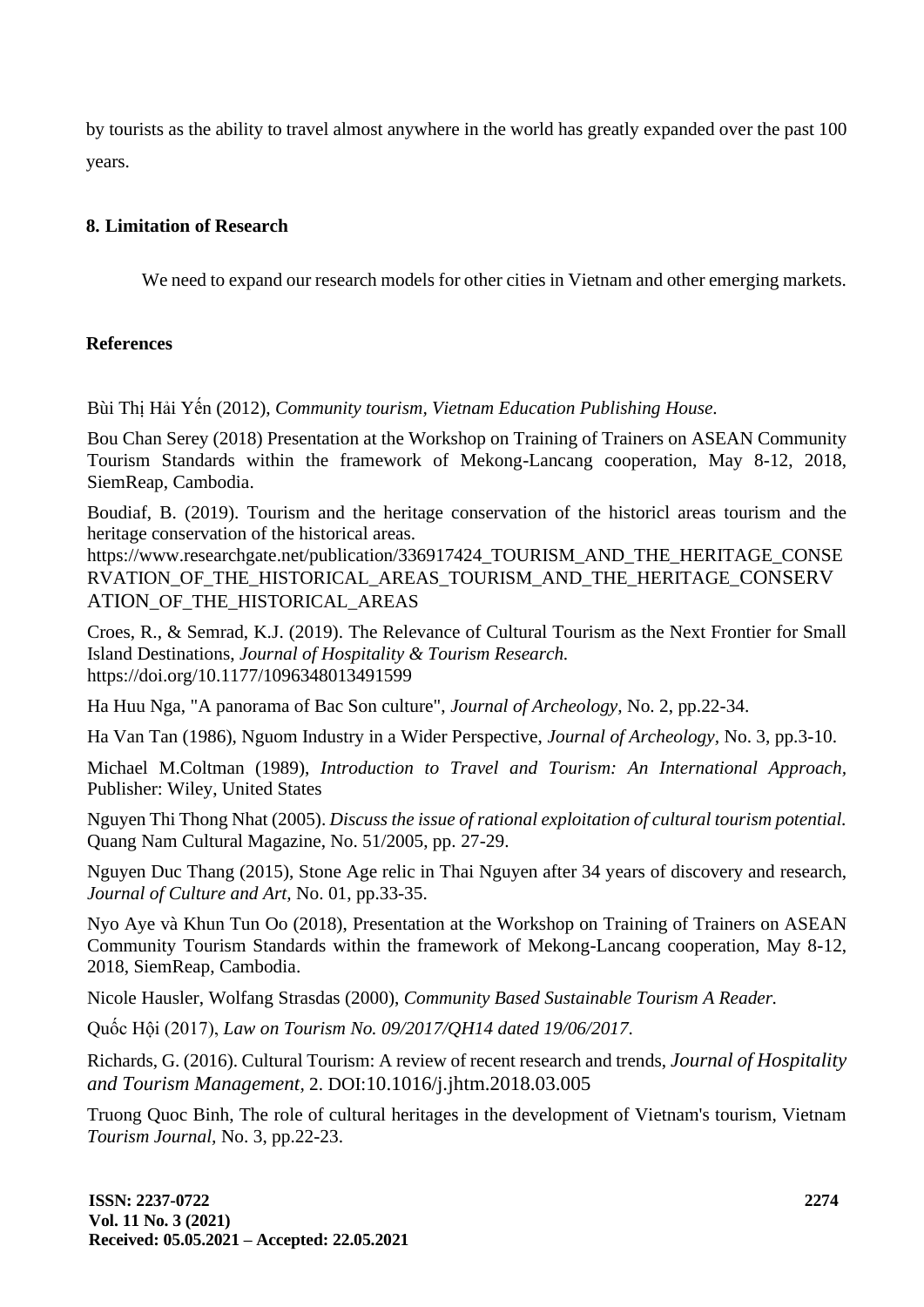by tourists as the ability to travel almost anywhere in the world has greatly expanded over the past 100 years.

## 8. Limitation of Research

We need to expand our research models for other cities in Vietnam and other emerging markets.

## References

Bùi Thị Hải Yến (2012), *Community tourism, Vietnam Education Publishing House*.

Bou Chan Serey (2018) Presentation at the Workshop on Training of Trainers on ASEAN Community Tourism Standards within the framework of Mekong-Lancang cooperation, May 8-12, 2018, SiemReap, Cambodia.

Boudiaf, B. (2019). Tourism and the heritage conservation of the historicl areas tourism and the heritage conservation of the historical areas. https://www.researchgate.net/publication/336917424_TOURISM_AND_THE_HERITAGE_CONSERVATION_OF_THE_HISTORICAL_AREAS_TOURISM_AND_THE_HERITAGE_CONSERVATION_OF_THE_HISTORICAL_AREAS

Croes, R., & Semrad, K.J. (2019). The Relevance of Cultural Tourism as the Next Frontier for Small Island Destinations, *Journal of Hospitality & Tourism Research.* https://doi.org/10.1177/1096348013491599

Ha Huu Nga, "A panorama of Bac Son culture", *Journal of Archeology,* No. 2, pp.22-34.

Ha Van Tan (1986), Nguom Industry in a Wider Perspective, *Journal of Archeology,* No. 3, pp.3-10.

Michael M.Coltman (1989), *Introduction to Travel and Tourism: An International Approach,* Publisher: Wiley, United States

Nguyen Thi Thong Nhat (2005). *Discuss the issue of rational exploitation of cultural tourism potential.* Quang Nam Cultural Magazine, No. 51/2005, pp. 27-29.

Nguyen Duc Thang (2015), Stone Age relic in Thai Nguyen after 34 years of discovery and research, *Journal of Culture and Art,* No. 01, pp.33-35.

Nyo Aye và Khun Tun Oo (2018), Presentation at the Workshop on Training of Trainers on ASEAN Community Tourism Standards within the framework of Mekong-Lancang cooperation, May 8-12, 2018, SiemReap, Cambodia.

Nicole Hausler, Wolfang Strasdas (2000), *Community Based Sustainable Tourism A Reader.*

Quốc Hội (2017), *Law on Tourism No. 09/2017/QH14 dated 19/06/2017*.

Richards, G. (2016). Cultural Tourism: A review of recent research and trends, *Journal of Hospitality and Tourism Management,* 2. DOI:10.1016/j.jhtm.2018.03.005

Truong Quoc Binh, The role of cultural heritages in the development of Vietnam's tourism, Vietnam *Tourism Journal,* No. 3, pp.22-23.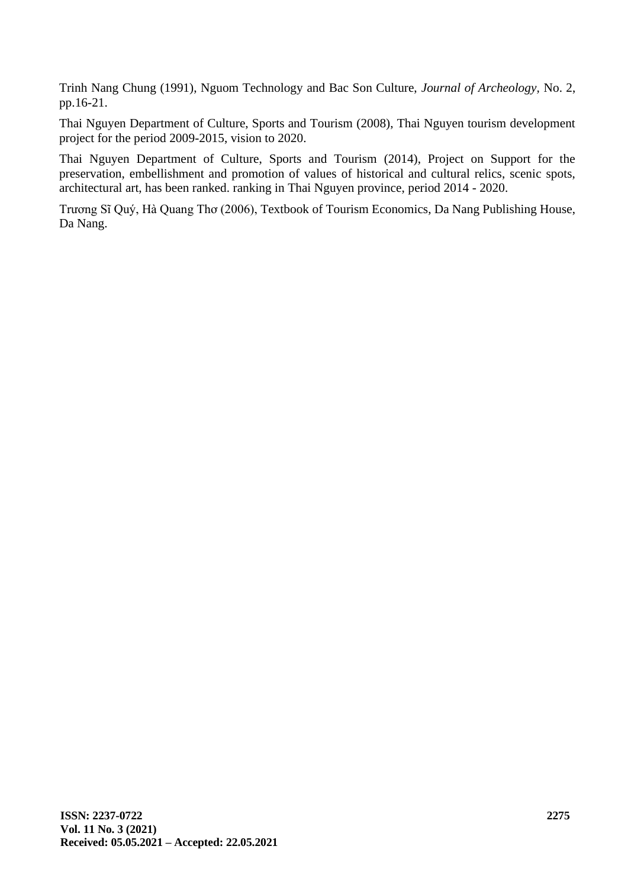Trinh Nang Chung (1991), Nguom Technology and Bac Son Culture, *Journal of Archeology*, No. 2, pp.16-21.

Thai Nguyen Department of Culture, Sports and Tourism (2008), Thai Nguyen tourism development project for the period 2009-2015, vision to 2020.

Thai Nguyen Department of Culture, Sports and Tourism (2014), Project on Support for the preservation, embellishment and promotion of values of historical and cultural relics, scenic spots, architectural art, has been ranked. ranking in Thai Nguyen province, period 2014 - 2020.

Trương Sĩ Quý, Hà Quang Thơ (2006), Textbook of Tourism Economics, Da Nang Publishing House, Da Nang.